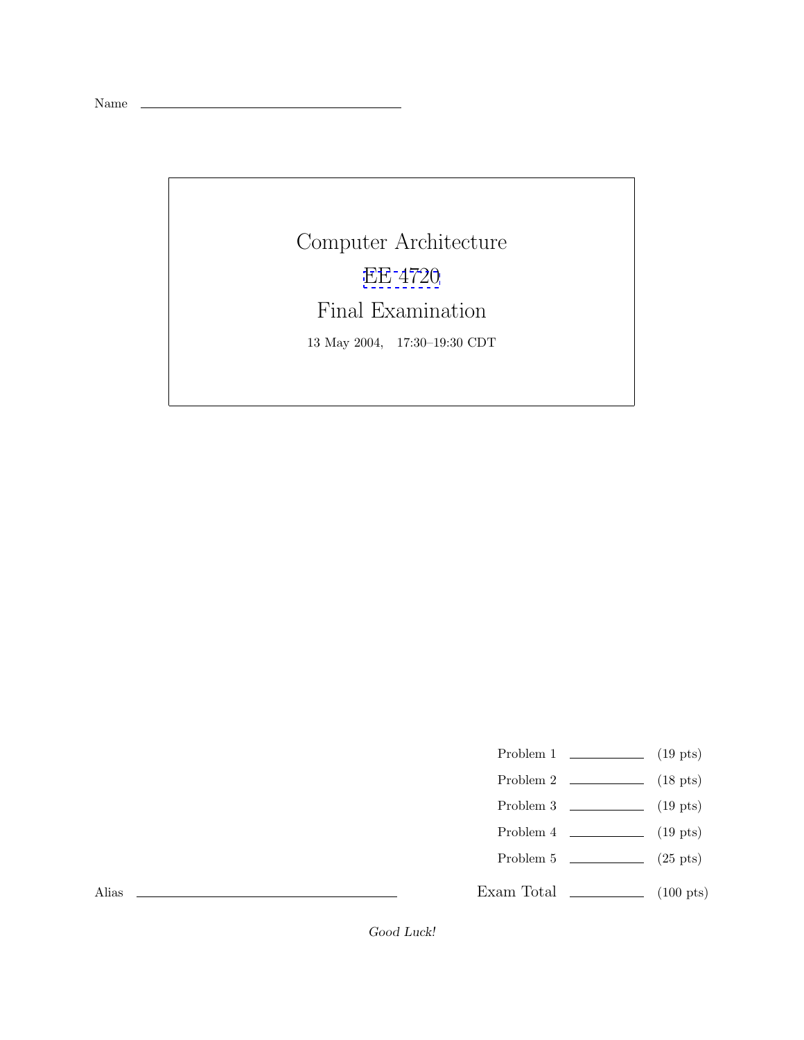Name \_\_\_\_\_\_\_\_\_\_\_\_\_\_\_\_\_\_\_\_\_\_\_\_\_\_\_\_\_\_\_\_

# Computer Architecture

## EE 4720

## Final Examination

13 May 2004, 17:30–19:30 CDT

| | | |
|---|---|---|
| Problem 1 | \_\_\_\_\_\_\_\_ | (19 pts) |
| Problem 2 | \_\_\_\_\_\_\_\_ | (18 pts) |
| Problem 3 | \_\_\_\_\_\_\_\_ | (19 pts) |
| Problem 4 | \_\_\_\_\_\_\_\_ | (19 pts) |
| Problem 5 | \_\_\_\_\_\_\_\_ | (25 pts) |
| Exam Total | \_\_\_\_\_\_\_\_ | (100 pts) |

Alias \_\_\_\_\_\_\_\_\_\_\_\_\_\_\_\_\_\_\_\_\_\_\_\_\_\_\_\_\_\_\_\_

*Good Luck!*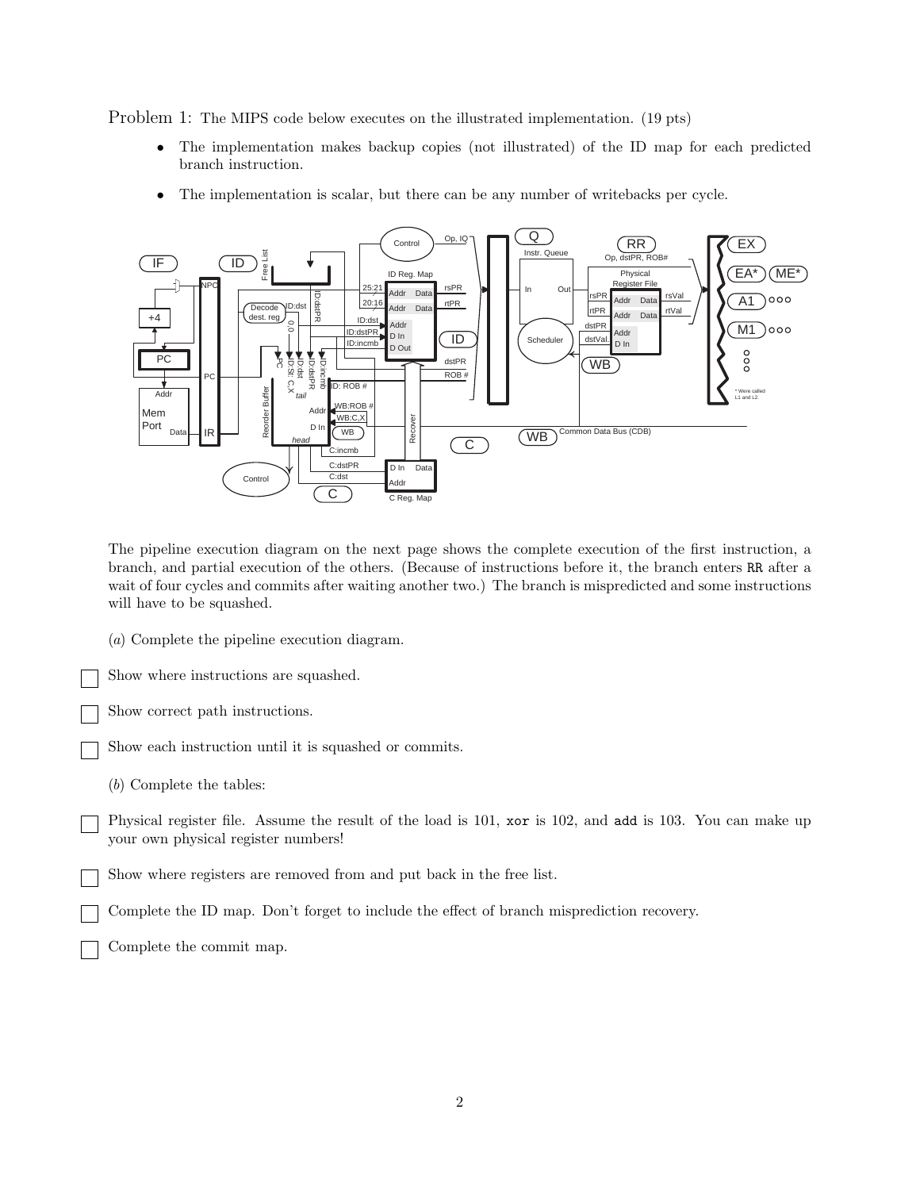Problem 1: The MIPS code below executes on the illustrated implementation. (19 pts)

- The implementation makes backup copies (not illustrated) of the ID map for each predicted branch instruction.
- The implementation is scalar, but there can be any number of writebacks per cycle.

The pipeline execution diagram on the next page shows the complete execution of the first instruction, a branch, and partial execution of the others. (Because of instructions before it, the branch enters RR after a wait of four cycles and commits after waiting another two.) The branch is mispredicted and some instructions will have to be squashed.

(*a*) Complete the pipeline execution diagram.

☐ Show where instructions are squashed.

☐ Show correct path instructions.

☐ Show each instruction until it is squashed or commits.

(*b*) Complete the tables:

☐ Physical register file. Assume the result of the load is 101, `xor` is 102, and `add` is 103. You can make up your own physical register numbers!

☐ Show where registers are removed from and put back in the free list.

☐ Complete the ID map. Don't forget to include the effect of branch misprediction recovery.

☐ Complete the commit map.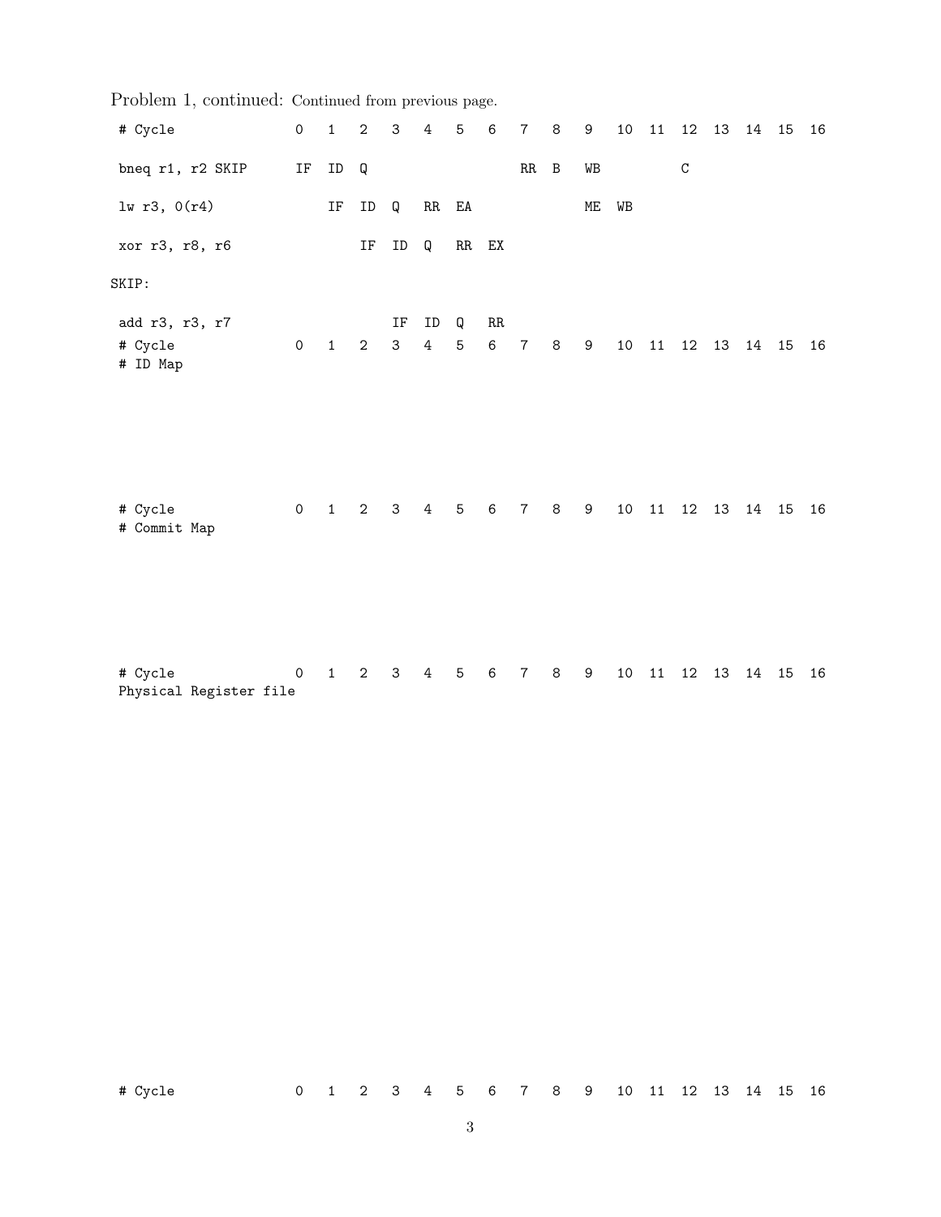Problem 1, continued: Continued from previous page.

```
 # Cycle               0   1   2   3   4   5   6   7   8   9   10  11  12  13  14  15  16

 bneq r1, r2 SKIP      IF  ID  Q                   RR  B   WB          C

 lw r3, 0(r4)              IF  ID  Q   RR  EA                  ME  WB

 xor r3, r8, r6                IF  ID  Q   RR  EX

SKIP:

 add r3, r3, r7                    IF  ID  Q   RR
 # Cycle               0   1   2   3   4   5   6   7   8   9   10  11  12  13  14  15  16
 # ID Map




 # Cycle               0   1   2   3   4   5   6   7   8   9   10  11  12  13  14  15  16
 # Commit Map




 # Cycle               0   1   2   3   4   5   6   7   8   9   10  11  12  13  14  15  16
 Physical Register file




 # Cycle               0   1   2   3   4   5   6   7   8   9   10  11  12  13  14  15  16
```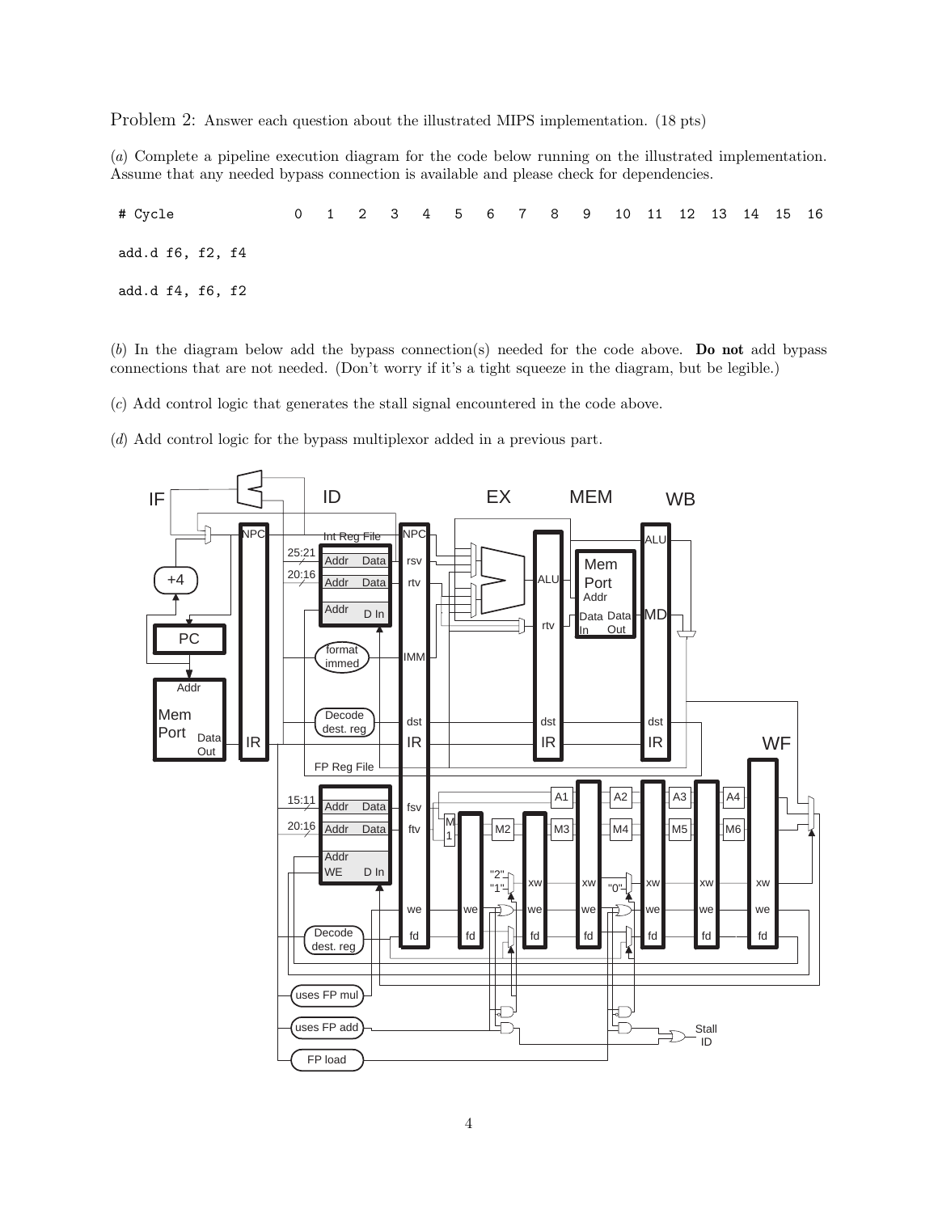Problem 2: Answer each question about the illustrated MIPS implementation. (18 pts)

(*a*) Complete a pipeline execution diagram for the code below running on the illustrated implementation. Assume that any needed bypass connection is available and please check for dependencies.

```
# Cycle              0   1   2   3   4   5   6   7   8   9   10  11  12  13  14  15  16

add.d f6, f2, f4

add.d f4, f6, f2
```

(*b*) In the diagram below add the bypass connection(s) needed for the code above. **Do not** add bypass connections that are not needed. (Don't worry if it's a tight squeeze in the diagram, but be legible.)

(*c*) Add control logic that generates the stall signal encountered in the code above.

(*d*) Add control logic for the bypass multiplexor added in a previous part.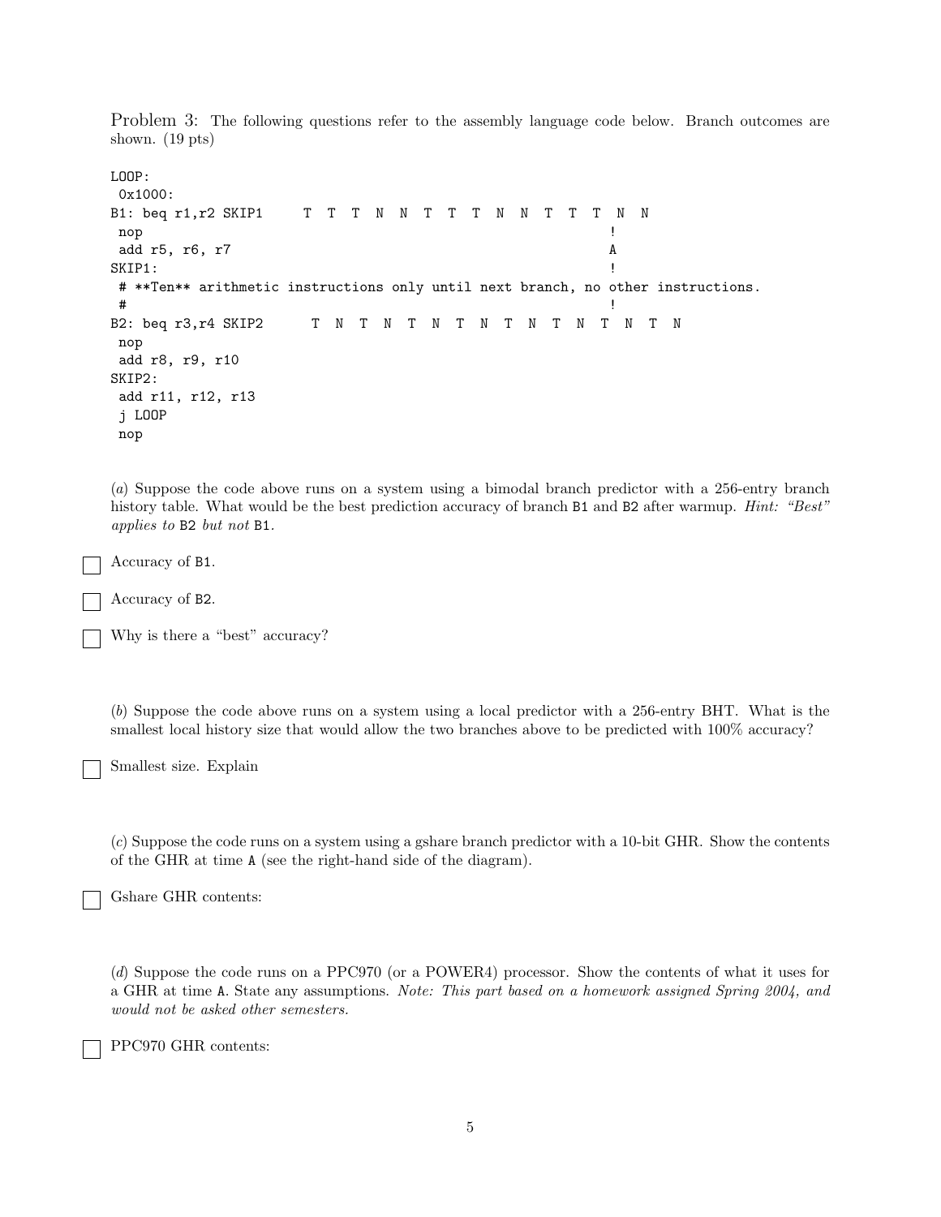Problem 3: The following questions refer to the assembly language code below. Branch outcomes are shown. (19 pts)

```
LOOP:
 0x1000:
B1: beq r1,r2 SKIP1     T  T  T  N  N  T  T  T  N  N  T  T  T  N  N
 nop                                                            !
 add r5, r6, r7                                                 A
SKIP1:                                                          !
 # **Ten** arithmetic instructions only until next branch, no other instructions.
 #                                                              !
B2: beq r3,r4 SKIP2      T  N  T  N  T  N  T  N  T  N  T  N  T  N  T  N
 nop
 add r8, r9, r10
SKIP2:
 add r11, r12, r13
 j LOOP
 nop
```

(*a*) Suppose the code above runs on a system using a bimodal branch predictor with a 256-entry branch history table. What would be the best prediction accuracy of branch `B1` and `B2` after warmup. *Hint: "Best" applies to* `B2` *but not* `B1`.

☐ Accuracy of `B1`.

☐ Accuracy of `B2`.

☐ Why is there a "best" accuracy?

(*b*) Suppose the code above runs on a system using a local predictor with a 256-entry BHT. What is the smallest local history size that would allow the two branches above to be predicted with 100% accuracy?

☐ Smallest size. Explain

(*c*) Suppose the code runs on a system using a gshare branch predictor with a 10-bit GHR. Show the contents of the GHR at time `A` (see the right-hand side of the diagram).

☐ Gshare GHR contents:

(*d*) Suppose the code runs on a PPC970 (or a POWER4) processor. Show the contents of what it uses for a GHR at time `A`. State any assumptions. *Note: This part based on a homework assigned Spring 2004, and would not be asked other semesters.*

☐ PPC970 GHR contents: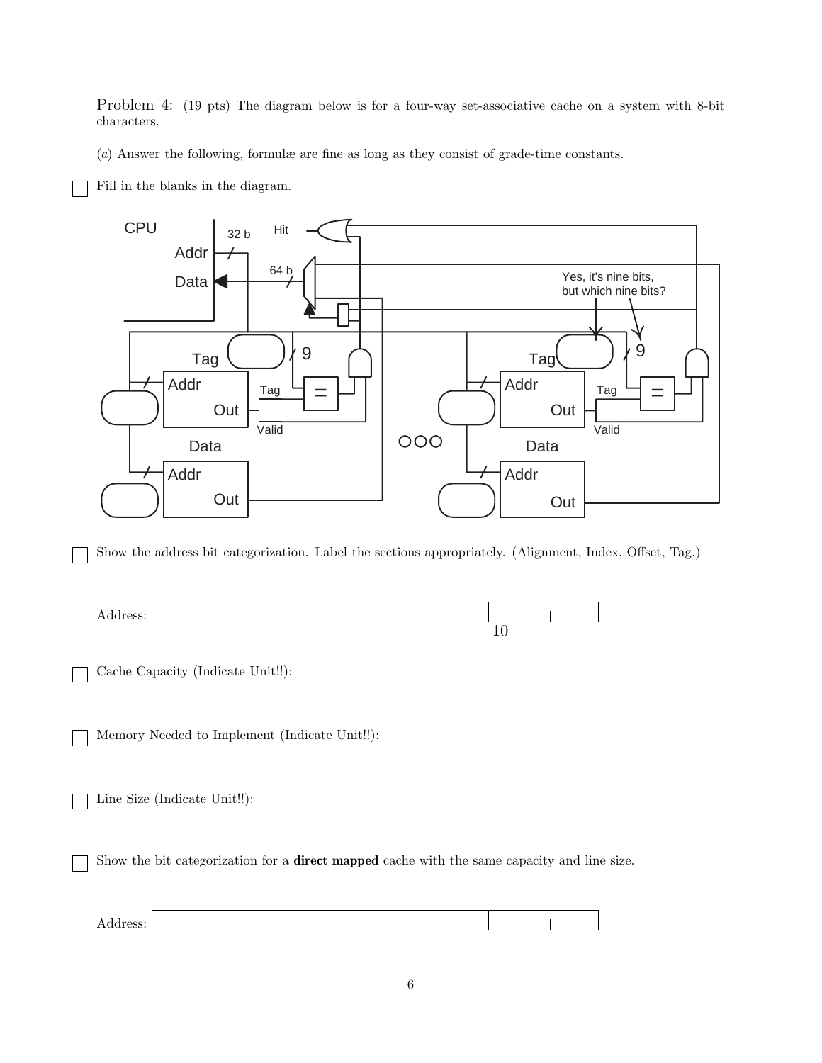Problem 4: (19 pts) The diagram below is for a four-way set-associative cache on a system with 8-bit characters.

(*a*) Answer the following, formulæ are fine as long as they consist of grade-time constants.

☐ Fill in the blanks in the diagram.

CPU Addr 32 b Data Hit 64 b

Yes, it's nine bits, but which nine bits?

Tag 9 Addr Out Tag Valid = Data Addr Out

Tag 9 Addr Out Tag Valid = Data Addr Out

☐ Show the address bit categorization. Label the sections appropriately. (Alignment, Index, Offset, Tag.)

| Address: | | | | |
|---|---|---|---|---|
| | | | 10 | |

☐ Cache Capacity (Indicate Unit!!):

☐ Memory Needed to Implement (Indicate Unit!!):

☐ Line Size (Indicate Unit!!):

☐ Show the bit categorization for a **direct mapped** cache with the same capacity and line size.

| Address: | | | | |
|---|---|---|---|---|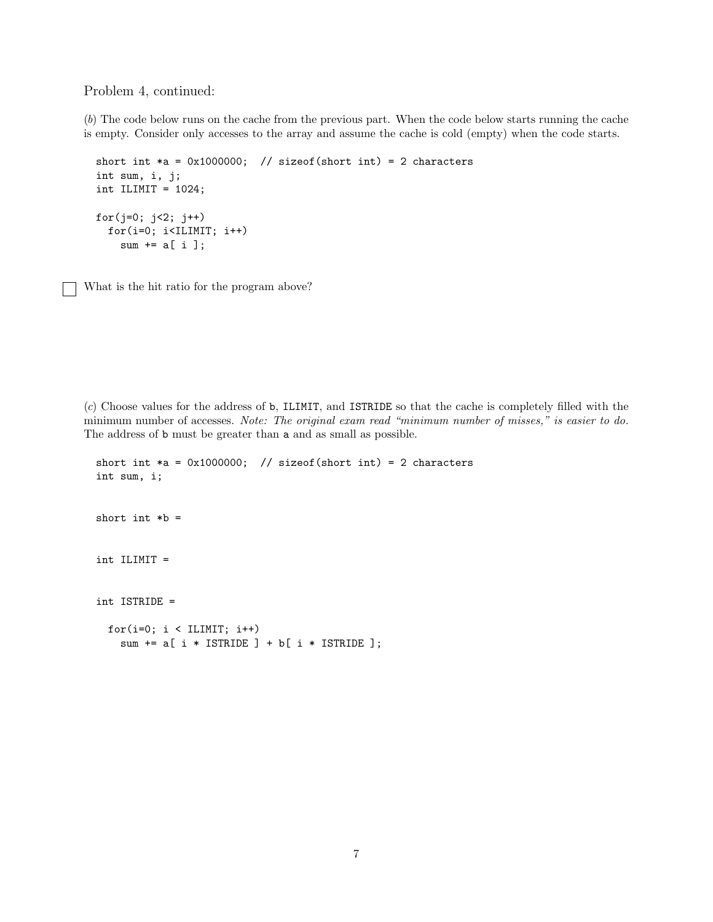Problem 4, continued:

(*b*) The code below runs on the cache from the previous part. When the code below starts running the cache is empty. Consider only accesses to the array and assume the cache is cold (empty) when the code starts.

```
short int *a = 0x1000000;  // sizeof(short int) = 2 characters
int sum, i, j;
int ILIMIT = 1024;

for(j=0; j<2; j++)
  for(i=0; i<ILIMIT; i++)
    sum += a[ i ];
```

☐ What is the hit ratio for the program above?

(*c*) Choose values for the address of b, ILIMIT, and ISTRIDE so that the cache is completely filled with the minimum number of accesses. *Note: The original exam read "minimum number of misses," is easier to do.* The address of b must be greater than a and as small as possible.

```
short int *a = 0x1000000;  // sizeof(short int) = 2 characters
int sum, i;


short int *b =


int ILIMIT =


int ISTRIDE =

  for(i=0; i < ILIMIT; i++)
    sum += a[ i * ISTRIDE ] + b[ i * ISTRIDE ];
```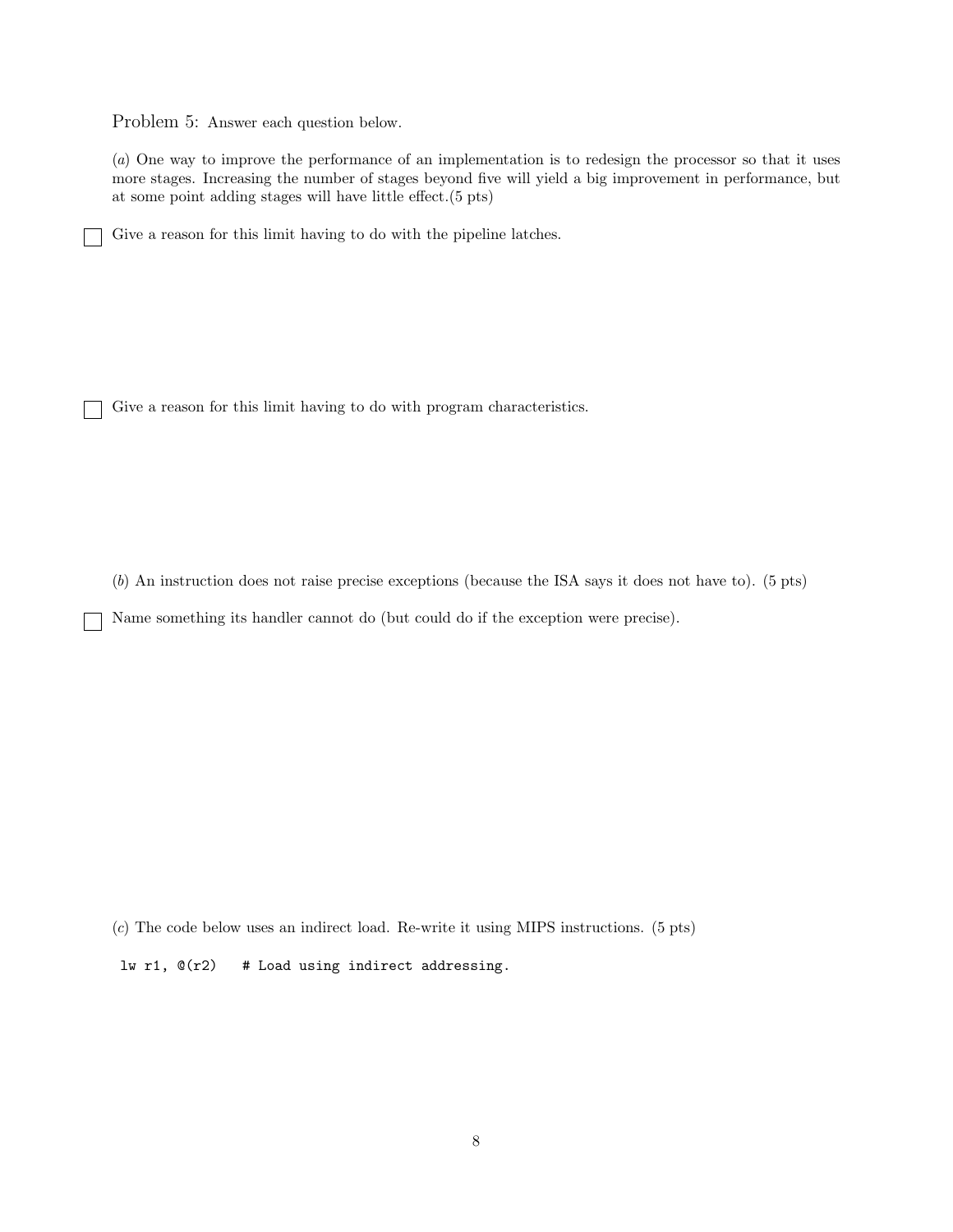Problem 5: Answer each question below.

(*a*) One way to improve the performance of an implementation is to redesign the processor so that it uses more stages. Increasing the number of stages beyond five will yield a big improvement in performance, but at some point adding stages will have little effect.(5 pts)

☐ Give a reason for this limit having to do with the pipeline latches.

☐ Give a reason for this limit having to do with program characteristics.

(*b*) An instruction does not raise precise exceptions (because the ISA says it does not have to). (5 pts)

☐ Name something its handler cannot do (but could do if the exception were precise).

(*c*) The code below uses an indirect load. Re-write it using MIPS instructions. (5 pts)

```
lw r1, @(r2)   # Load using indirect addressing.
```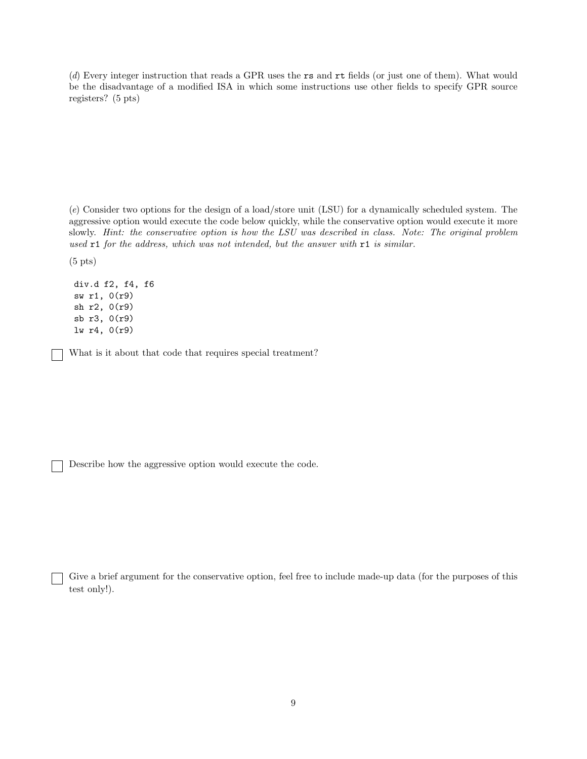(*d*) Every integer instruction that reads a GPR uses the `rs` and `rt` fields (or just one of them). What would be the disadvantage of a modified ISA in which some instructions use other fields to specify GPR source registers? (5 pts)

(*e*) Consider two options for the design of a load/store unit (LSU) for a dynamically scheduled system. The aggressive option would execute the code below quickly, while the conservative option would execute it more slowly. *Hint: the conservative option is how the LSU was described in class. Note: The original problem used* `r1` *for the address, which was not intended, but the answer with* `r1` *is similar.*

(5 pts)

```
div.d f2, f4, f6
sw r1, 0(r9)
sh r2, 0(r9)
sb r3, 0(r9)
lw r4, 0(r9)
```

☐ What is it about that code that requires special treatment?

☐ Describe how the aggressive option would execute the code.

☐ Give a brief argument for the conservative option, feel free to include made-up data (for the purposes of this test only!).